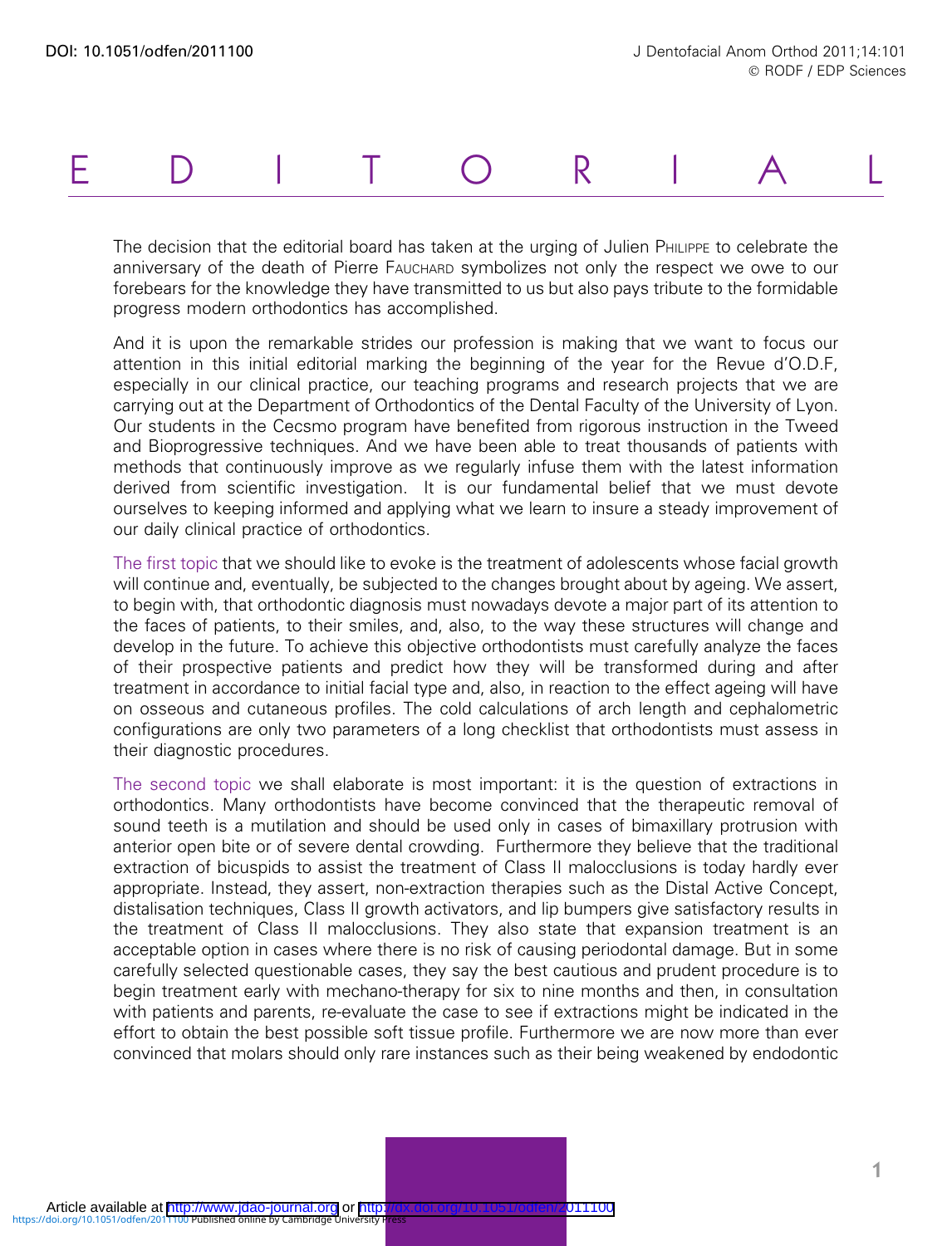# EDITORIAL

The decision that the editorial board has taken at the urging of Julien Philippe to celebrate the anniversary of the death of Pierre Fauchard symbolizes not only the respect we owe to our forebears for the knowledge they have transmitted to us but also pays tribute to the formidable progress modern orthodontics has accomplished.

And it is upon the remarkable strides our profession is making that we want to focus our attention in this initial editorial marking the beginning of the year for the Revue d'O.D.F, especially in our clinical practice, our teaching programs and research projects that we are carrying out at the Department of Orthodontics of the Dental Faculty of the University of Lyon. Our students in the Cecsmo program have benefited from rigorous instruction in the Tweed and Bioprogressive techniques. And we have been able to treat thousands of patients with methods that continuously improve as we regularly infuse them with the latest information derived from scientific investigation. It is our fundamental belief that we must devote ourselves to keeping informed and applying what we learn to insure a steady improvement of our daily clinical practice of orthodontics.

The first topic that we should like to evoke is the treatment of adolescents whose facial growth will continue and, eventually, be subjected to the changes brought about by ageing. We assert, to begin with, that orthodontic diagnosis must nowadays devote a major part of its attention to the faces of patients, to their smiles, and, also, to the way these structures will change and develop in the future. To achieve this objective orthodontists must carefully analyze the faces of their prospective patients and predict how they will be transformed during and after treatment in accordance to initial facial type and, also, in reaction to the effect ageing will have on osseous and cutaneous profiles. The cold calculations of arch length and cephalometric configurations are only two parameters of a long checklist that orthodontists must assess in their diagnostic procedures.

The second topic we shall elaborate is most important: it is the question of extractions in orthodontics. Many orthodontists have become convinced that the therapeutic removal of sound teeth is a mutilation and should be used only in cases of bimaxillary protrusion with anterior open bite or of severe dental crowding. Furthermore they believe that the traditional extraction of bicuspids to assist the treatment of Class II malocclusions is today hardly ever appropriate. Instead, they assert, non-extraction therapies such as the Distal Active Concept, distalisation techniques, Class II growth activators, and lip bumpers give satisfactory results in the treatment of Class II malocclusions. They also state that expansion treatment is an acceptable option in cases where there is no risk of causing periodontal damage. But in some carefully selected questionable cases, they say the best cautious and prudent procedure is to begin treatment early with mechano-therapy for six to nine months and then, in consultation with patients and parents, re-evaluate the case to see if extractions might be indicated in the effort to obtain the best possible soft tissue profile. Furthermore we are now more than ever convinced that molars should only rare instances such as their being weakened by endodontic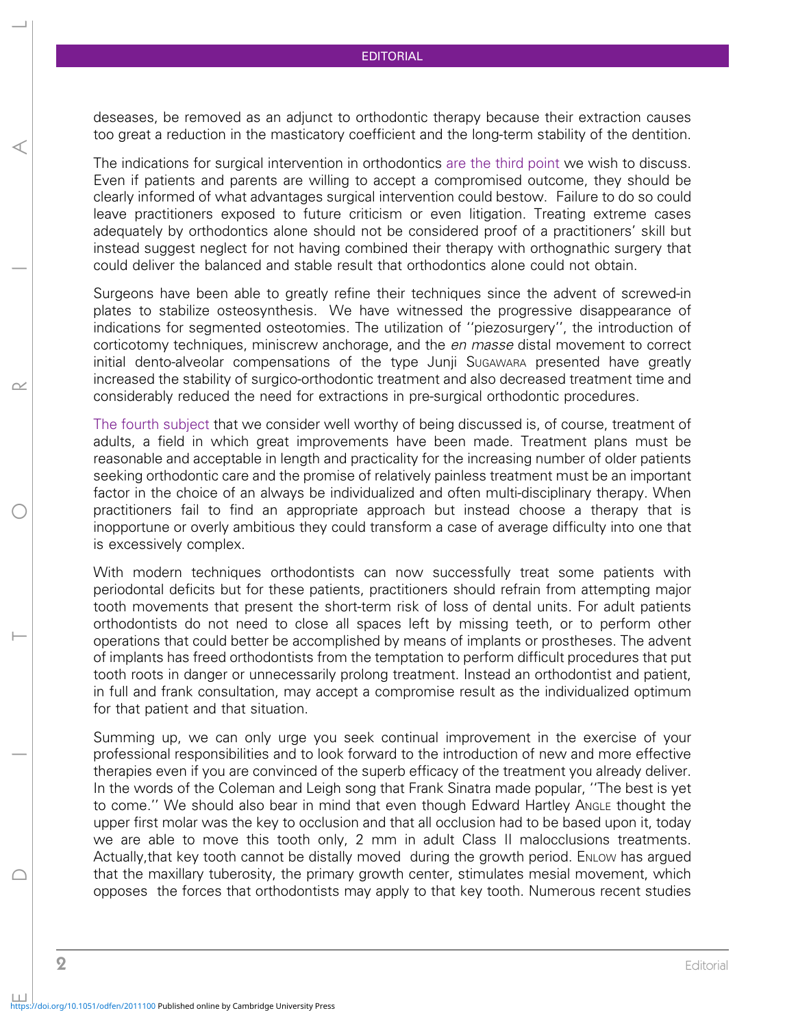deseases, be removed as an adjunct to orthodontic therapy because their extraction causes too great a reduction in the masticatory coefficient and the long-term stability of the dentition.

The indications for surgical intervention in orthodontics are the third point we wish to discuss. Even if patients and parents are willing to accept a compromised outcome, they should be clearly informed of what advantages surgical intervention could bestow. Failure to do so could leave practitioners exposed to future criticism or even litigation. Treating extreme cases adequately by orthodontics alone should not be considered proof of a practitioners' skill but instead suggest neglect for not having combined their therapy with orthognathic surgery that could deliver the balanced and stable result that orthodontics alone could not obtain.

Surgeons have been able to greatly refine their techniques since the advent of screwed-in plates to stabilize osteosynthesis. We have witnessed the progressive disappearance of indications for segmented osteotomies. The utilization of ''piezosurgery'', the introduction of corticotomy techniques, miniscrew anchorage, and the *en masse* distal movement to correct initial dento-alveolar compensations of the type Junji Sugawara presented have greatly increased the stability of surgico-orthodontic treatment and also decreased treatment time and considerably reduced the need for extractions in pre-surgical orthodontic procedures.

The fourth subject that we consider well worthy of being discussed is, of course, treatment of adults, a field in which great improvements have been made. Treatment plans must be reasonable and acceptable in length and practicality for the increasing number of older patients seeking orthodontic care and the promise of relatively painless treatment must be an important factor in the choice of an always be individualized and often multi-disciplinary therapy. When practitioners fail to find an appropriate approach but instead choose a therapy that is inopportune or overly ambitious they could transform a case of average difficulty into one that is excessively complex.

With modern techniques orthodontists can now successfully treat some patients with periodontal deficits but for these patients, practitioners should refrain from attempting major tooth movements that present the short-term risk of loss of dental units. For adult patients orthodontists do not need to close all spaces left by missing teeth, or to perform other operations that could better be accomplished by means of implants or prostheses. The advent of implants has freed orthodontists from the temptation to perform difficult procedures that put tooth roots in danger or unnecessarily prolong treatment. Instead an orthodontist and patient, in full and frank consultation, may accept a compromise result as the individualized optimum for that patient and that situation.

Summing up, we can only urge you seek continual improvement in the exercise of your professional responsibilities and to look forward to the introduction of new and more effective therapies even if you are convinced of the superb efficacy of the treatment you already deliver. In the words of the Coleman and Leigh song that Frank Sinatra made popular, ''The best is yet to come.'' We should also bear in mind that even though Edward Hartley Angle thought the upper first molar was the key to occlusion and that all occlusion had to be based upon it, today we are able to move this tooth only, 2 mm in adult Class II malocclusions treatments. Actually,that key tooth cannot be distally moved during the growth period. Enlow has argued that the maxillary tuberosity, the primary growth center, stimulates mesial movement, which opposes the forces that orthodontists may apply to that key tooth. Numerous recent studies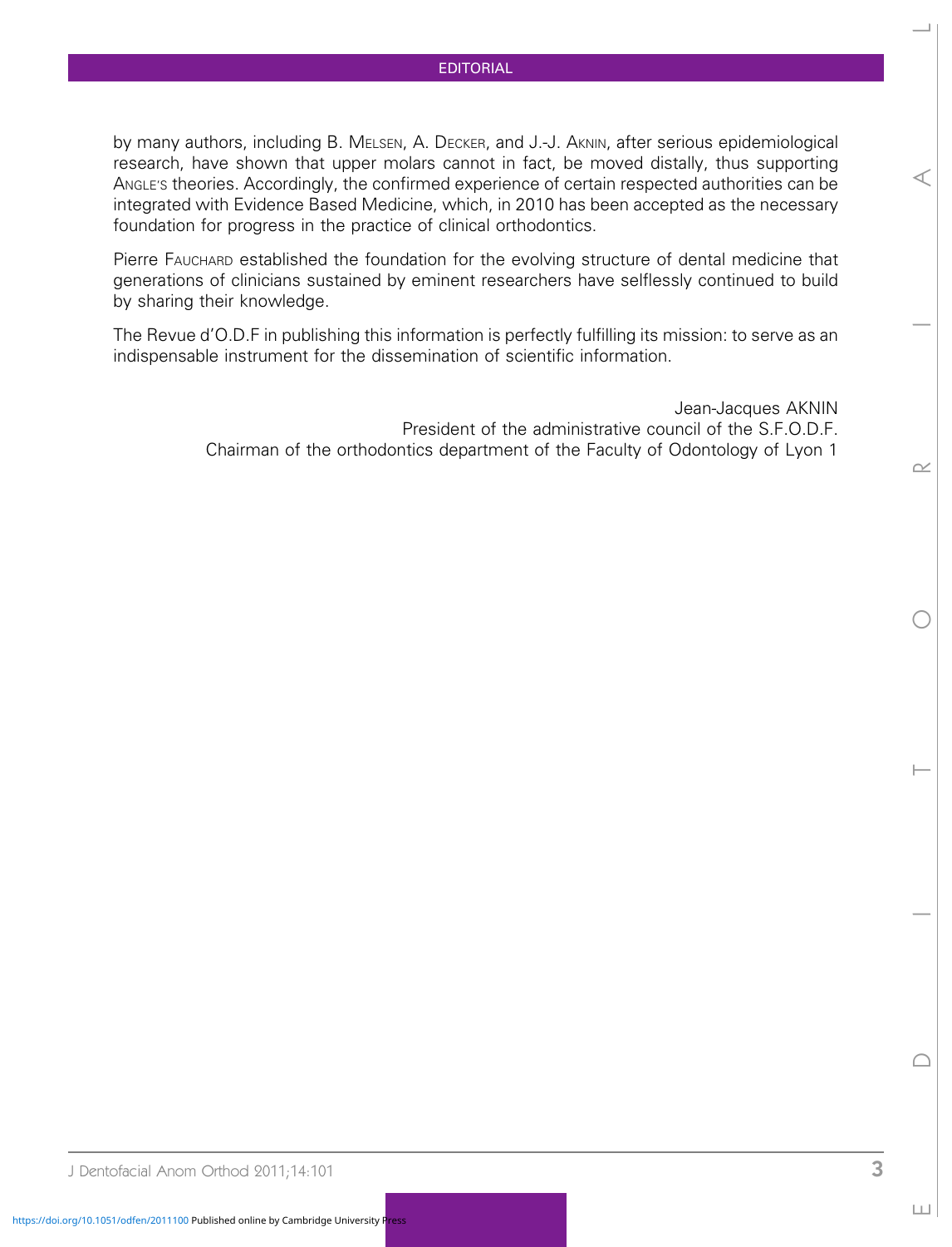by many authors, including B. MELSEN, A. DECKER, and J.-J. AKNIN, after serious epidemiological research, have shown that upper molars cannot in fact, be moved distally, thus supporting ANGLE'S theories. Accordingly, the confirmed experience of certain respected authorities can be integrated with Evidence Based Medicine, which, in 2010 has been accepted as the necessary foundation for progress in the practice of clinical orthodontics.

Pierre FAUCHARD established the foundation for the evolving structure of dental medicine that generations of clinicians sustained by eminent researchers have selflessly continued to build by sharing their knowledge.

The Revue d'O.D.F in publishing this information is perfectly fulfilling its mission: to serve as an indispensable instrument for the dissemination of scientific information.

Jean-Jacques AKNIN
President of the administrative council of the S.F.O.D.F.
Chairman of the orthodontics department of the Faculty of Odontology of Lyon 1